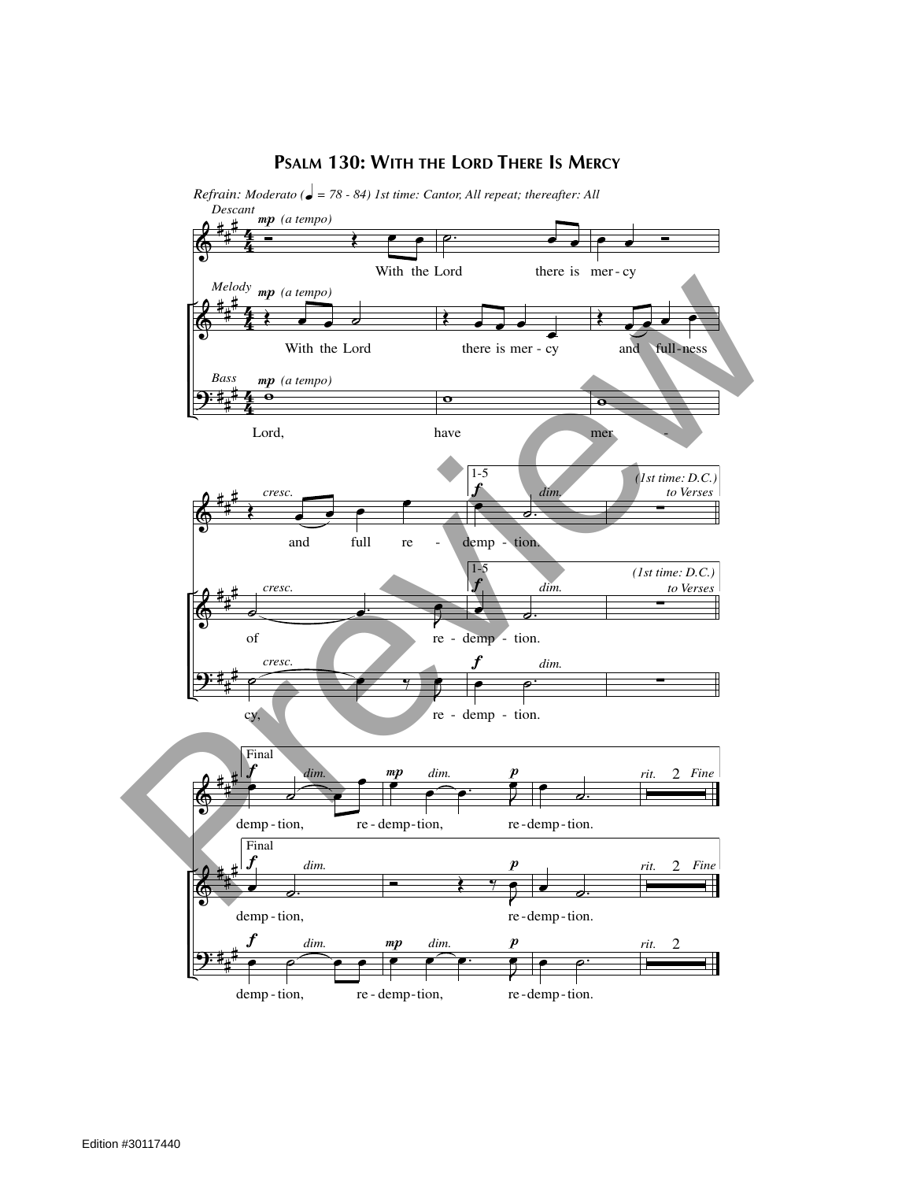# Psalm 130: With the Lord There Is Mercy

*Refrain: Moderato (♩ = 78 - 84) 1st time: Cantor, All repeat; thereafter: All*

Descant: With the Lord there is mer - cy and full re - demp - tion.

Melody: With the Lord there is mer - cy and full-ness of re - demp - tion.

Bass: Lord, have mer - cy, re - demp - tion.

1-5 *(1st time: D.C.) to Verses*

Final

Descant: demp - tion, re - demp - tion, re - demp - tion. *Fine*

Melody: demp - tion, re - demp - tion. *Fine*

Bass: demp - tion, re - demp - tion, re - demp - tion.

Edition #30117440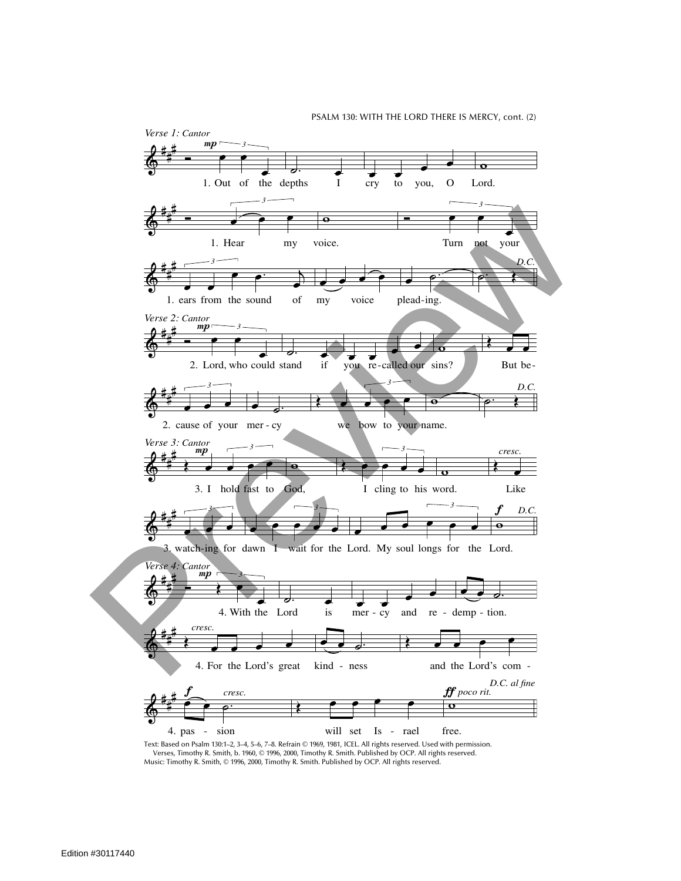Verse 1: Cantor

1. Out of the depths I cry to you, O Lord.

1. Hear my voice. Turn not your

1. ears from the sound of my voice plead-ing. D.C.

Verse 2: Cantor

2. Lord, who could stand if you re-called our sins? But be-

2. cause of your mer-cy we bow to your name. D.C.

Verse 3: Cantor

3. I hold fast to God, I cling to his word. Like

3. watch-ing for dawn I wait for the Lord. My soul longs for the Lord. D.C.

Verse 4: Cantor

4. With the Lord is mer-cy and re-demp-tion.

4. For the Lord's great kind-ness and the Lord's com-

4. pas-sion will set Is-rael free. D.C. al fine

Text: Based on Psalm 130:1–2, 3–4, 5–6, 7–8. Refrain © 1969, 1981, ICEL. All rights reserved. Used with permission. Verses, Timothy R. Smith, b. 1960, © 1996, 2000, Timothy R. Smith. Published by OCP. All rights reserved.
Music: Timothy R. Smith, © 1996, 2000, Timothy R. Smith. Published by OCP. All rights reserved.

Edition #30117440